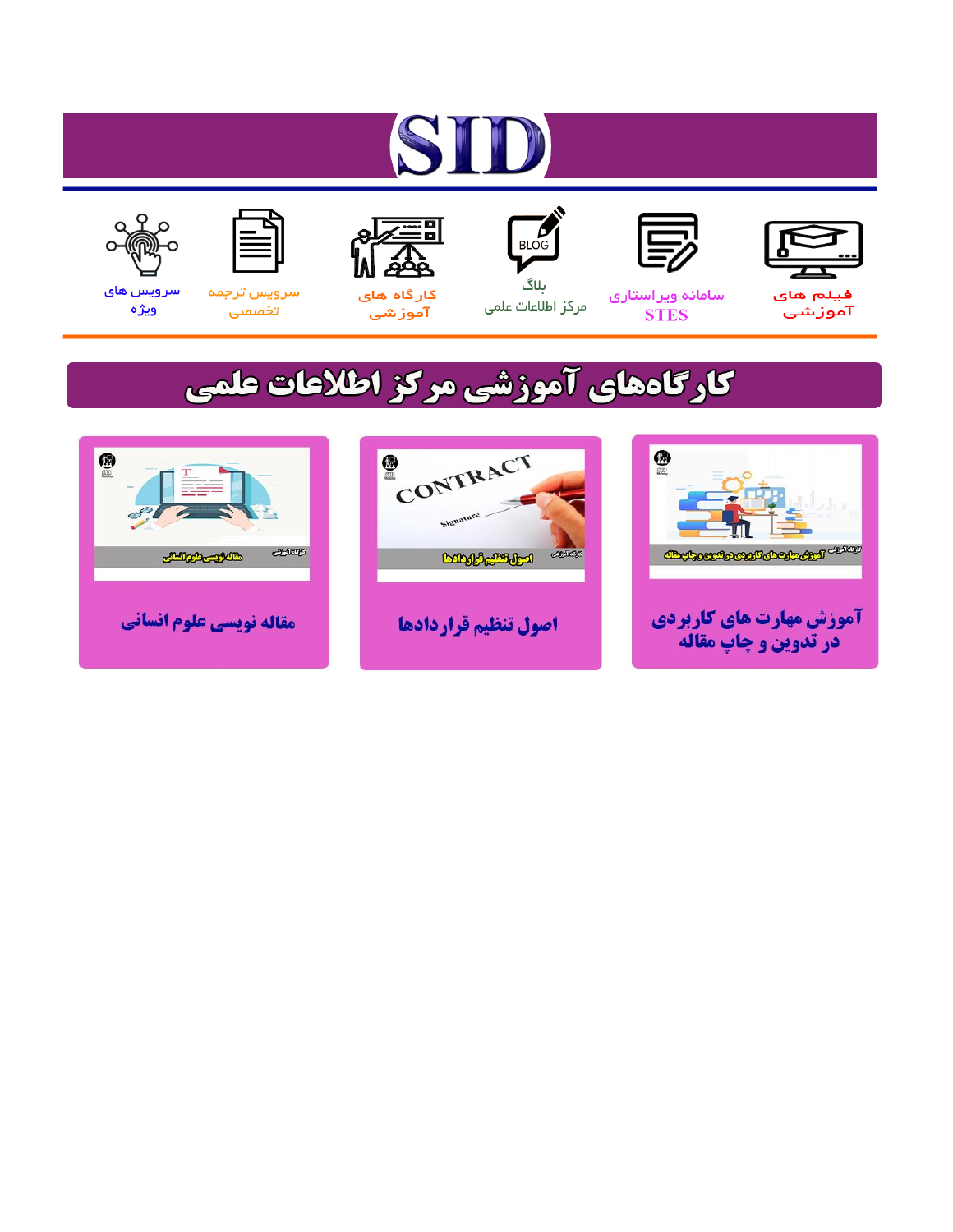# SID

فیلم های آموزشی

سامانه ویراستاری STES

بلاگ مرکز اطلاعات علمی

کارگاه های آموزشی

سرویس ترجمه تخصصی

سرویس های ویژه

## کارگاه‌های آموزشی مرکز اطلاعات علمی

آموزش مهارت های کاربردی در تدوین و چاپ مقاله

اصول تنظیم قراردادها

مقاله نویسی علوم انسانی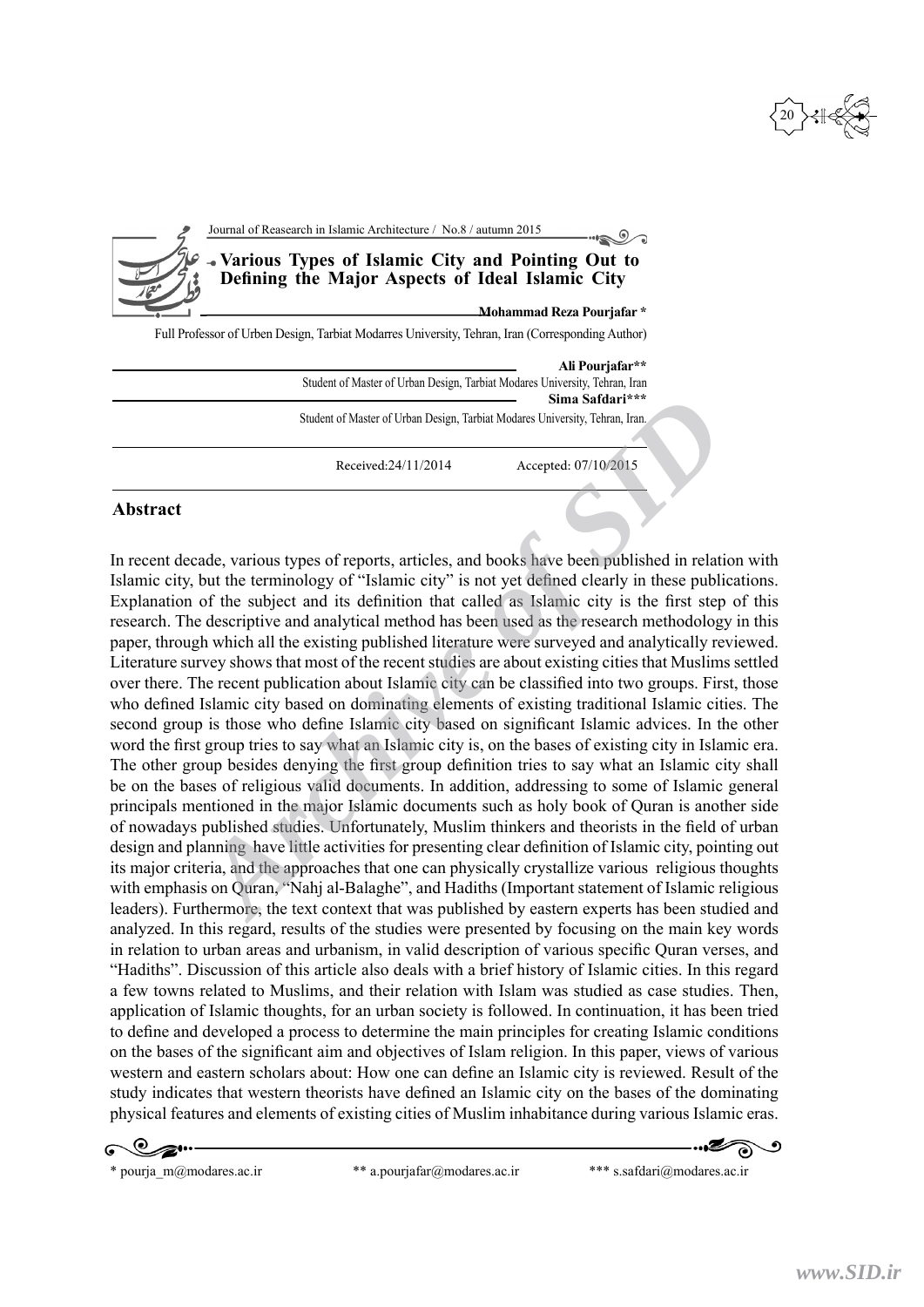# Various Types of Islamic City and Pointing Out to Defining the Major Aspects of Ideal Islamic City

**Mohammad Reza Pourjafar ***

Full Professor of Urben Design, Tarbiat Modarres University, Tehran, Iran (Corresponding Author)

**Ali Pourjafar****

Student of Master of Urban Design, Tarbiat Modares University, Tehran, Iran

**Sima Safdari*****

Student of Master of Urban Design, Tarbiat Modares University, Tehran, Iran.

Received:24/11/2014 Accepted: 07/10/2015

## Abstract

In recent decade, various types of reports, articles, and books have been published in relation with Islamic city, but the terminology of "Islamic city" is not yet defined clearly in these publications. Explanation of the subject and its definition that called as Islamic city is the first step of this research. The descriptive and analytical method has been used as the research methodology in this paper, through which all the existing published literature were surveyed and analytically reviewed. Literature survey shows that most of the recent studies are about existing cities that Muslims settled over there. The recent publication about Islamic city can be classified into two groups. First, those who defined Islamic city based on dominating elements of existing traditional Islamic cities. The second group is those who define Islamic city based on significant Islamic advices. In the other word the first group tries to say what an Islamic city is, on the bases of existing city in Islamic era. The other group besides denying the first group definition tries to say what an Islamic city shall be on the bases of religious valid documents. In addition, addressing to some of Islamic general principals mentioned in the major Islamic documents such as holy book of Quran is another side of nowadays published studies. Unfortunately, Muslim thinkers and theorists in the field of urban design and planning have little activities for presenting clear definition of Islamic city, pointing out its major criteria, and the approaches that one can physically crystallize various religious thoughts with emphasis on Quran, "Nahj al-Balaghe", and Hadiths (Important statement of Islamic religious leaders). Furthermore, the text context that was published by eastern experts has been studied and analyzed. In this regard, results of the studies were presented by focusing on the main key words in relation to urban areas and urbanism, in valid description of various specific Quran verses, and "Hadiths". Discussion of this article also deals with a brief history of Islamic cities. In this regard a few towns related to Muslims, and their relation with Islam was studied as case studies. Then, application of Islamic thoughts, for an urban society is followed. In continuation, it has been tried to define and developed a process to determine the main principles for creating Islamic conditions on the bases of the significant aim and objectives of Islam religion. In this paper, views of various western and eastern scholars about: How one can define an Islamic city is reviewed. Result of the study indicates that western theorists have defined an Islamic city on the bases of the dominating physical features and elements of existing cities of Muslim inhabitance during various Islamic eras.

* pourja_m@modares.ac.ir ** a.pourjafar@modares.ac.ir *** s.safdari@modares.ac.ir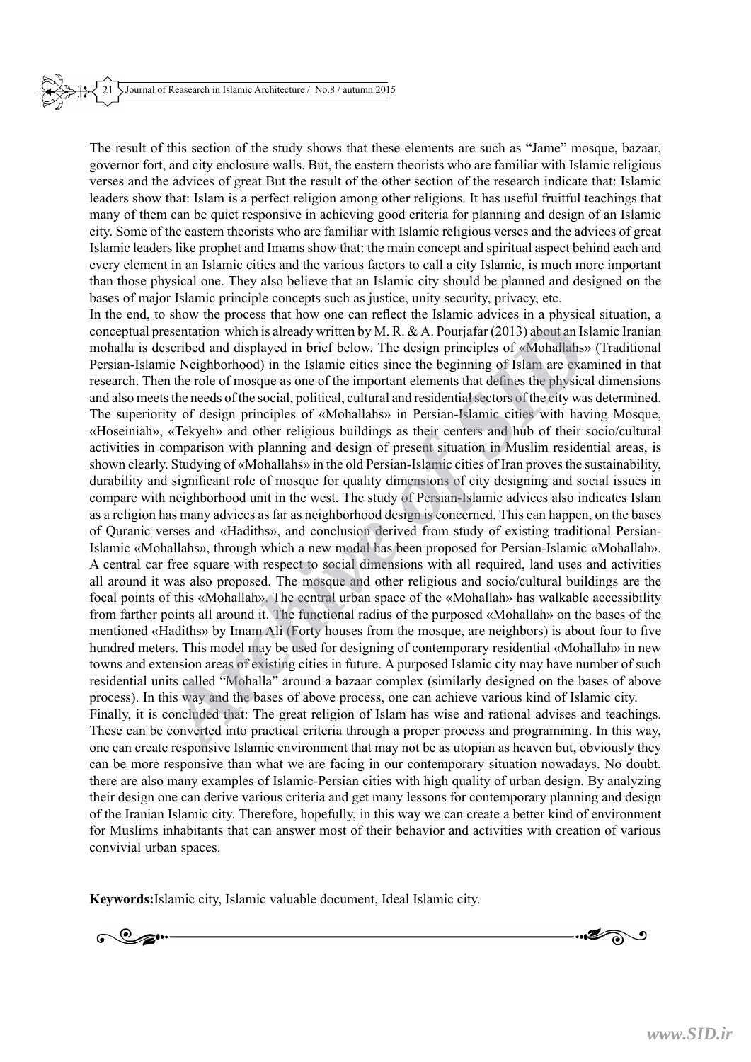The result of this section of the study shows that these elements are such as "Jame" mosque, bazaar, governor fort, and city enclosure walls. But, the eastern theorists who are familiar with Islamic religious verses and the advices of great But the result of the other section of the research indicate that: Islamic leaders show that: Islam is a perfect religion among other religions. It has useful fruitful teachings that many of them can be quiet responsive in achieving good criteria for planning and design of an Islamic city. Some of the eastern theorists who are familiar with Islamic religious verses and the advices of great Islamic leaders like prophet and Imams show that: the main concept and spiritual aspect behind each and every element in an Islamic cities and the various factors to call a city Islamic, is much more important than those physical one. They also believe that an Islamic city should be planned and designed on the bases of major Islamic principle concepts such as justice, unity security, privacy, etc.

In the end, to show the process that how one can reflect the Islamic advices in a physical situation, a conceptual presentation which is already written by M. R. & A. Pourjafar (2013) about an Islamic Iranian mohalla is described and displayed in brief below. The design principles of «Mohallahs» (Traditional Persian-Islamic Neighborhood) in the Islamic cities since the beginning of Islam are examined in that research. Then the role of mosque as one of the important elements that defines the physical dimensions and also meets the needs of the social, political, cultural and residential sectors of the city was determined. The superiority of design principles of «Mohallahs» in Persian-Islamic cities with having Mosque, «Hoseiniah», «Tekyeh» and other religious buildings as their centers and hub of their socio/cultural activities in comparison with planning and design of present situation in Muslim residential areas, is shown clearly. Studying of «Mohallahs» in the old Persian-Islamic cities of Iran proves the sustainability, durability and significant role of mosque for quality dimensions of city designing and social issues in compare with neighborhood unit in the west. The study of Persian-Islamic advices also indicates Islam as a religion has many advices as far as neighborhood design is concerned. This can happen, on the bases of Quranic verses and «Hadiths», and conclusion derived from study of existing traditional Persian-Islamic «Mohallahs», through which a new modal has been proposed for Persian-Islamic «Mohallah». A central car free square with respect to social dimensions with all required, land uses and activities all around it was also proposed. The mosque and other religious and socio/cultural buildings are the focal points of this «Mohallah». The central urban space of the «Mohallah» has walkable accessibility from farther points all around it. The functional radius of the purposed «Mohallah» on the bases of the mentioned «Hadiths» by Imam Ali (Forty houses from the mosque, are neighbors) is about four to five hundred meters. This model may be used for designing of contemporary residential «Mohallah» in new towns and extension areas of existing cities in future. A purposed Islamic city may have number of such residential units called "Mohalla" around a bazaar complex (similarly designed on the bases of above process). In this way and the bases of above process, one can achieve various kind of Islamic city.

Finally, it is concluded that: The great religion of Islam has wise and rational advises and teachings. These can be converted into practical criteria through a proper process and programming. In this way, one can create responsive Islamic environment that may not be as utopian as heaven but, obviously they can be more responsive than what we are facing in our contemporary situation nowadays. No doubt, there are also many examples of Islamic-Persian cities with high quality of urban design. By analyzing their design one can derive various criteria and get many lessons for contemporary planning and design of the Iranian Islamic city. Therefore, hopefully, in this way we can create a better kind of environment for Muslims inhabitants that can answer most of their behavior and activities with creation of various convivial urban spaces.

**Keywords:** Islamic city, Islamic valuable document, Ideal Islamic city.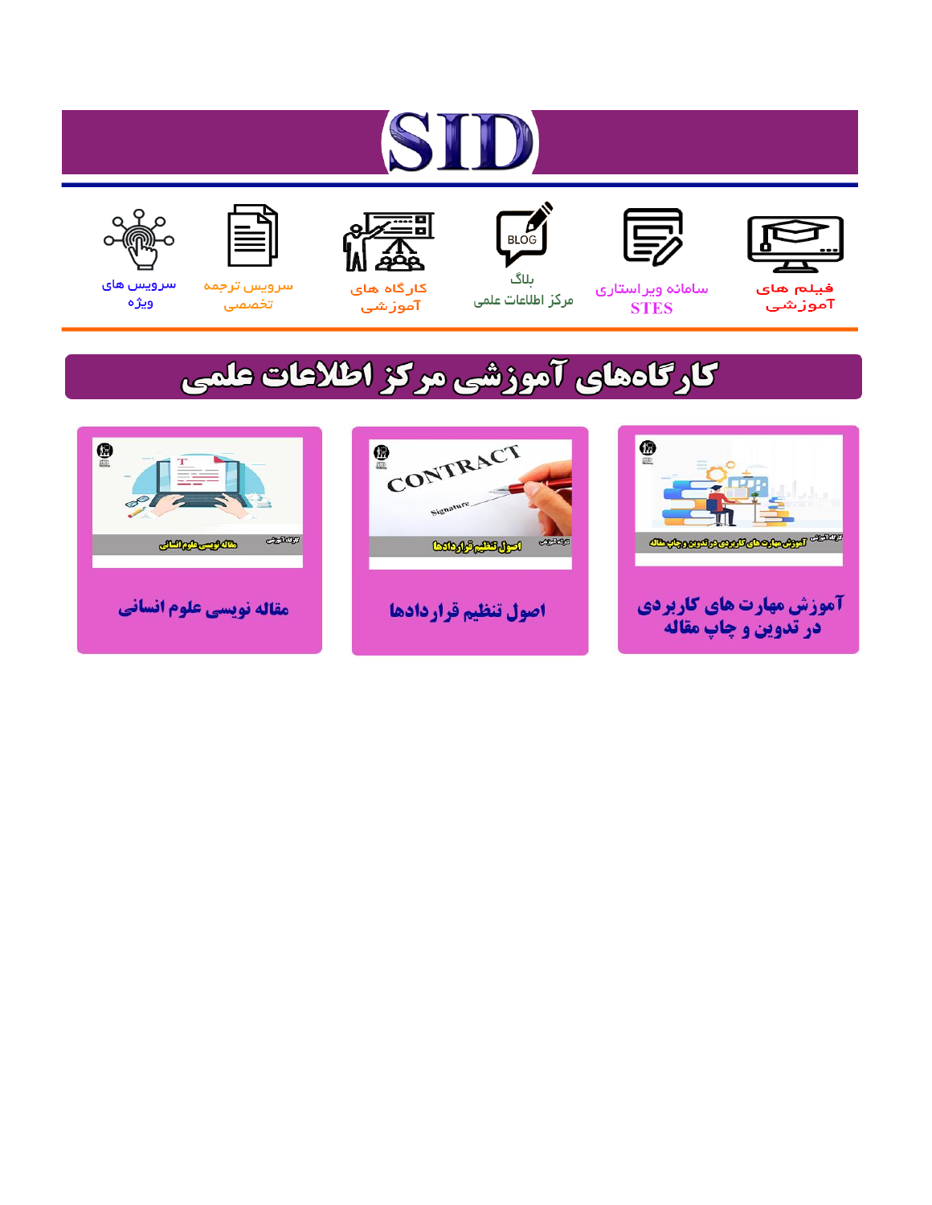# SID

فیلم های آموزشی

سامانه ویراستاری STES

بلاگ مرکز اطلاعات علمی

کارگاه های آموزشی

سرویس ترجمه تخصصی

سرویس های ویژه

## کارگاه‌های آموزشی مرکز اطلاعات علمی

آموزش مهارت های کاربردی در تدوین و چاپ مقاله

اصول تنظیم قراردادها

مقاله نویسی علوم انسانی